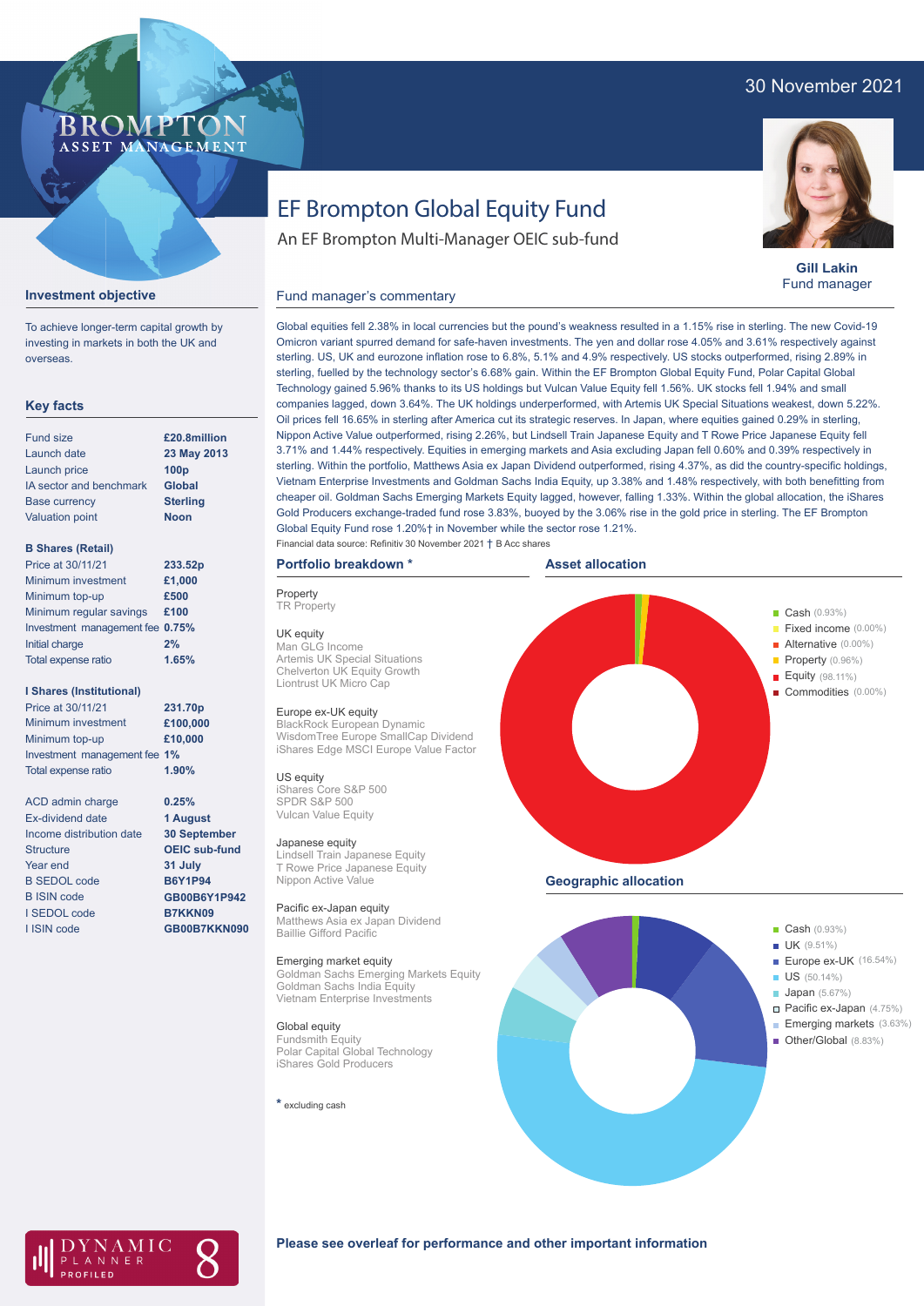30 November 2021

BROMPTON ASSET MANAGEMENT

# EF Brompton Global Equity Fund

An EF Brompton Multi-Manager OEIC sub-fund

**Gill Lakin**
Fund manager

## Investment objective

To achieve longer-term capital growth by investing in markets in both the UK and overseas.

## Key facts

| | |
|---|---|
| Fund size | **£20.8million** |
| Launch date | **23 May 2013** |
| Launch price | **100p** |
| IA sector and benchmark | **Global** |
| Base currency | **Sterling** |
| Valuation point | **Noon** |

**B Shares (Retail)**

| | |
|---|---|
| Price at 30/11/21 | **233.52p** |
| Minimum investment | **£1,000** |
| Minimum top-up | **£500** |
| Minimum regular savings | **£100** |
| Investment management fee | **0.75%** |
| Initial charge | **2%** |
| Total expense ratio | **1.65%** |

**I Shares (Institutional)**

| | |
|---|---|
| Price at 30/11/21 | **231.70p** |
| Minimum investment | **£100,000** |
| Minimum top-up | **£10,000** |
| Investment management fee | **1%** |
| Total expense ratio | **1.90%** |

| | |
|---|---|
| ACD admin charge | **0.25%** |
| Ex-dividend date | **1 August** |
| Income distribution date | **30 September** |
| Structure | **OEIC sub-fund** |
| Year end | **31 July** |
| B SEDOL code | **B6Y1P94** |
| B ISIN code | **GB00B6Y1P942** |
| I SEDOL code | **B7KKN09** |
| I ISIN code | **GB00B7KKN090** |

## Fund manager's commentary

Global equities fell 2.38% in local currencies but the pound's weakness resulted in a 1.15% rise in sterling. The new Covid-19 Omicron variant spurred demand for safe-haven investments. The yen and dollar rose 4.05% and 3.61% respectively against sterling. US, UK and eurozone inflation rose to 6.8%, 5.1% and 4.9% respectively. US stocks outperformed, rising 2.89% in sterling, fuelled by the technology sector's 6.68% gain. Within the EF Brompton Global Equity Fund, Polar Capital Global Technology gained 5.96% thanks to its US holdings but Vulcan Value Equity fell 1.56%. UK stocks fell 1.94% and small companies lagged, down 3.64%. The UK holdings underperformed, with Artemis UK Special Situations weakest, down 5.22%. Oil prices fell 16.65% in sterling after America cut its strategic reserves. In Japan, where equities gained 0.29% in sterling, Nippon Active Value outperformed, rising 2.26%, but Lindsell Train Japanese Equity and T Rowe Price Japanese Equity fell 3.71% and 1.44% respectively. Equities in emerging markets and Asia excluding Japan fell 0.60% and 0.39% respectively in sterling. Within the portfolio, Matthews Asia ex Japan Dividend outperformed, rising 4.37%, as did the country-specific holdings, Vietnam Enterprise Investments and Goldman Sachs India Equity, up 3.38% and 1.48% respectively, with both benefitting from cheaper oil. Goldman Sachs Emerging Markets Equity lagged, however, falling 1.33%. Within the global allocation, the iShares Gold Producers exchange-traded fund rose 3.83%, buoyed by the 3.06% rise in the gold price in sterling. The EF Brompton Global Equity Fund rose 1.20%† in November while the sector rose 1.21%.

Financial data source: Refinitiv 30 November 2021 † B Acc shares

## Portfolio breakdown *

**Property**
TR Property

**UK equity**
Man GLG Income
Artemis UK Special Situations
Chelverton UK Equity Growth
Liontrust UK Micro Cap

**Europe ex-UK equity**
BlackRock European Dynamic
WisdomTree Europe SmallCap Dividend
iShares Edge MSCI Europe Value Factor

**US equity**
iShares Core S&P 500
SPDR S&P 500
Vulcan Value Equity

**Japanese equity**
Lindsell Train Japanese Equity
T Rowe Price Japanese Equity
Nippon Active Value

**Pacific ex-Japan equity**
Matthews Asia ex Japan Dividend
Baillie Gifford Pacific

**Emerging market equity**
Goldman Sachs Emerging Markets Equity
Goldman Sachs India Equity
Vietnam Enterprise Investments

**Global equity**
Fundsmith Equity
Polar Capital Global Technology
iShares Gold Producers

* excluding cash

## Asset allocation

- Cash (0.93%)
- Fixed income (0.00%)
- Alternative (0.00%)
- Property (0.96%)
- Equity (98.11%)
- Commodities (0.00%)

## Geographic allocation

- Cash (0.93%)
- UK (9.51%)
- Europe ex-UK (16.54%)
- US (50.14%)
- Japan (5.67%)
- Pacific ex-Japan (4.75%)
- Emerging markets (3.63%)
- Other/Global (8.83%)

DYNAMIC PLANNER PROFILED 8

**Please see overleaf for performance and other important information**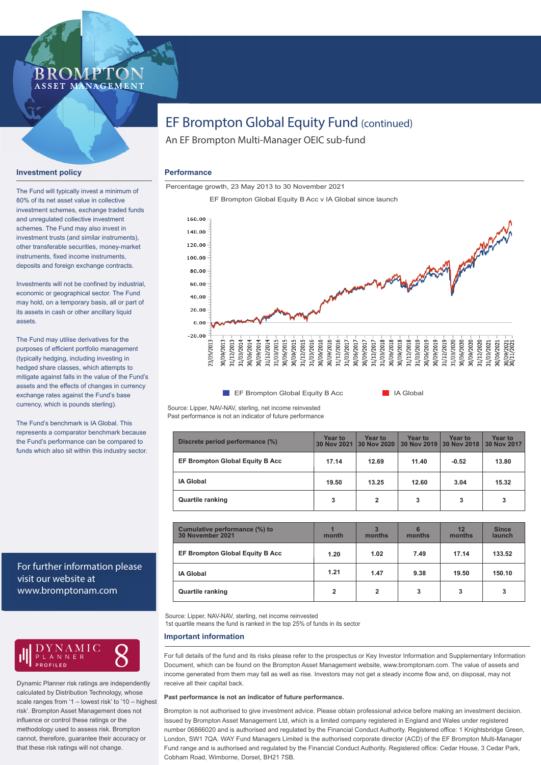BROMPTON ASSET MANAGEMENT

# EF Brompton Global Equity Fund (continued)

An EF Brompton Multi-Manager OEIC sub-fund

## Investment policy

The Fund will typically invest a minimum of 80% of its net asset value in collective investment schemes, exchange traded funds and unregulated collective investment schemes. The Fund may also invest in investment trusts (and similar instruments), other transferable securities, money-market instruments, fixed income instruments, deposits and foreign exchange contracts.

Investments will not be confined by industrial, economic or geographical sector. The Fund may hold, on a temporary basis, all or part of its assets in cash or other ancillary liquid assets.

The Fund may utilise derivatives for the purposes of efficient portfolio management (typically hedging, including investing in hedged share classes, which attempts to mitigate against falls in the value of the Fund's assets and the effects of changes in currency exchange rates against the Fund's base currency, which is pounds sterling).

The Fund's benchmark is IA Global. This represents a comparator benchmark because the Fund's performance can be compared to funds which also sit within this industry sector.

For further information please visit our website at www.bromptonam.com

DYNAMIC PLANNER PROFILED 8

Dynamic Planner risk ratings are independently calculated by Distribution Technology, whose scale ranges from '1 – lowest risk' to '10 – highest risk'. Brompton Asset Management does not influence or control these ratings or the methodology used to assess risk. Brompton cannot, therefore, guarantee their accuracy or that these risk ratings will not change.

## Performance

Percentage growth, 23 May 2013 to 30 November 2021

EF Brompton Global Equity B Acc v IA Global since launch

160.00
140.00
120.00
100.00
80.00
60.00
40.00
20.00
0.00
-20.00

23/05/2013 30/09/2013 31/12/2013 31/03/2014 30/06/2014 30/09/2014 31/12/2014 31/03/2015 30/06/2015 30/09/2015 31/12/2015 31/03/2016 30/06/2016 30/09/2016 31/12/2016 31/03/2017 30/06/2017 30/09/2017 31/12/2017 31/03/2018 30/06/2018 30/09/2018 31/12/2018 31/03/2019 30/06/2019 30/09/2019 31/12/2019 31/03/2020 30/06/2020 30/09/2020 31/12/2020 31/03/2021 30/06/2021 30/09/2021 30/11/2021

EF Brompton Global Equity B Acc    IA Global

Source: Lipper, NAV-NAV, sterling, net income reinvested
Past performance is not an indicator of future performance

| Discrete period performance (%) | Year to 30 Nov 2021 | Year to 30 Nov 2020 | Year to 30 Nov 2019 | Year to 30 Nov 2018 | Year to 30 Nov 2017 |
|---|---|---|---|---|---|
| EF Brompton Global Equity B Acc | 17.14 | 12.69 | 11.40 | -0.52 | 13.80 |
| IA Global | 19.50 | 13.25 | 12.60 | 3.04 | 15.32 |
| Quartile ranking | 3 | 2 | 3 | 3 | 3 |

| Cumulative performance (%) to 30 November 2021 | 1 month | 3 months | 6 months | 12 months | Since launch |
|---|---|---|---|---|---|
| EF Brompton Global Equity B Acc | 1.20 | 1.02 | 7.49 | 17.14 | 133.52 |
| IA Global | 1.21 | 1.47 | 9.38 | 19.50 | 150.10 |
| Quartile ranking | 2 | 2 | 3 | 3 | 3 |

Source: Lipper, NAV-NAV, sterling, net income reinvested
1st quartile means the fund is ranked in the top 25% of funds in its sector

## Important information

For full details of the fund and its risks please refer to the prospectus or Key Investor Information and Supplementary Information Document, which can be found on the Brompton Asset Management website, www.bromptonam.com. The value of assets and income generated from them may fall as well as rise. Investors may not get a steady income flow and, on disposal, may not receive all their capital back.

**Past performance is not an indicator of future performance.**

Brompton is not authorised to give investment advice. Please obtain professional advice before making an investment decision. Issued by Brompton Asset Management Ltd, which is a limited company registered in England and Wales under registered number 06866020 and is authorised and regulated by the Financial Conduct Authority. Registered office: 1 Knightsbridge Green, London, SW1 7QA. WAY Fund Managers Limited is the authorised corporate director (ACD) of the EF Brompton Multi-Manager Fund range and is authorised and regulated by the Financial Conduct Authority. Registered office: Cedar House, 3 Cedar Park, Cobham Road, Wimborne, Dorset, BH21 7SB.